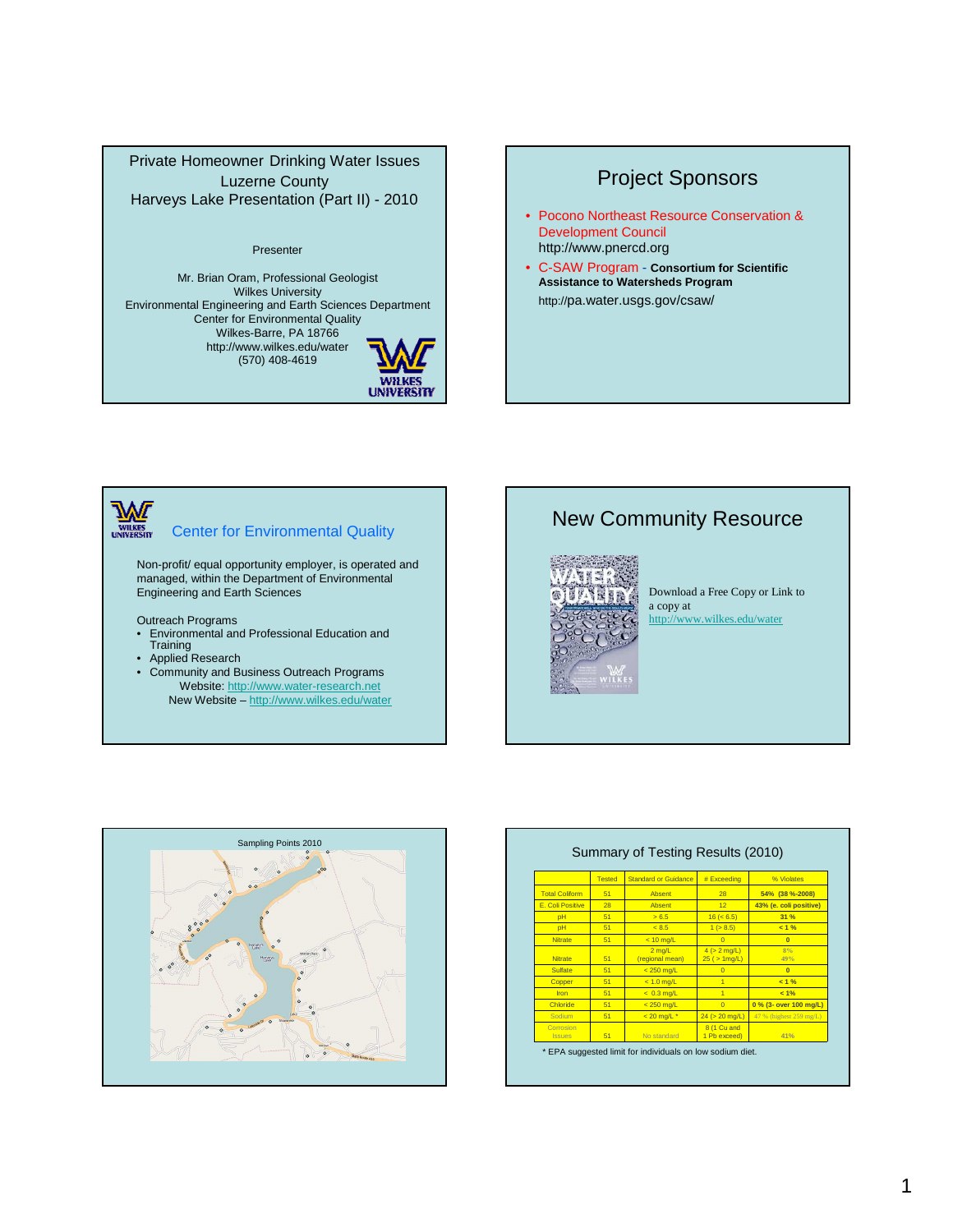# Private Homeowner Drinking Water Issues
## Luzerne County
## Harveys Lake Presentation (Part II) - 2010

Presenter

Mr. Brian Oram, Professional Geologist
Wilkes University
Environmental Engineering and Earth Sciences Department
Center for Environmental Quality
Wilkes-Barre, PA 18766
http://www.wilkes.edu/water
(570) 408-4619

WILKES UNIVERSITY

---

## Project Sponsors

- Pocono Northeast Resource Conservation & Development Council
  http://www.pnercd.org
- C-SAW Program - **Consortium for Scientific Assistance to Watersheds Program**
  http://pa.water.usgs.gov/csaw/

---

## Center for Environmental Quality

Non-profit/ equal opportunity employer, is operated and managed, within the Department of Environmental Engineering and Earth Sciences

Outreach Programs

- Environmental and Professional Education and Training
- Applied Research
- Community and Business Outreach Programs
  Website: http://www.water-research.net
  New Website – http://www.wilkes.edu/water

---

## New Community Resource

Download a Free Copy or Link to a copy at http://www.wilkes.edu/water

---

## Sampling Points 2010

---

## Summary of Testing Results (2010)

| | Tested | Standard or Guidance | # Exceeding | % Violates |
|---|---|---|---|---|
| Total Coliform | 51 | Absent | 28 | **54% (38 %-2008)** |
| E. Coli Positive | 28 | Absent | 12 | **43% (e. coli positive)** |
| pH | 51 | > 6.5 | 16 (< 6.5) | **31 %** |
| pH | 51 | < 8.5 | 1 (> 8.5) | **< 1 %** |
| Nitrate | 51 | < 10 mg/L | 0 | **0** |
| Nitrate | 51 | 2 mg/L (regional mean) | 4 (> 2 mg/L) 25 ( > 1mg/L) | 8% 49% |
| Sulfate | 51 | < 250 mg/L | 0 | **0** |
| Copper | 51 | < 1.0 mg/L | 1 | **< 1 %** |
| Iron | 51 | < 0.3 mg/L | 1 | **< 1%** |
| Chloride | 51 | < 250 mg/L | 0 | **0 % (3- over 100 mg/L)** |
| Sodium | 51 | < 20 mg/L * | 24 (> 20 mg/L) | 47 % (highest 259 mg/L) |
| Corrosion Issues | 51 | No standard | 8 (1 Cu and 1 Pb exceed) | 41% |

\* EPA suggested limit for individuals on low sodium diet.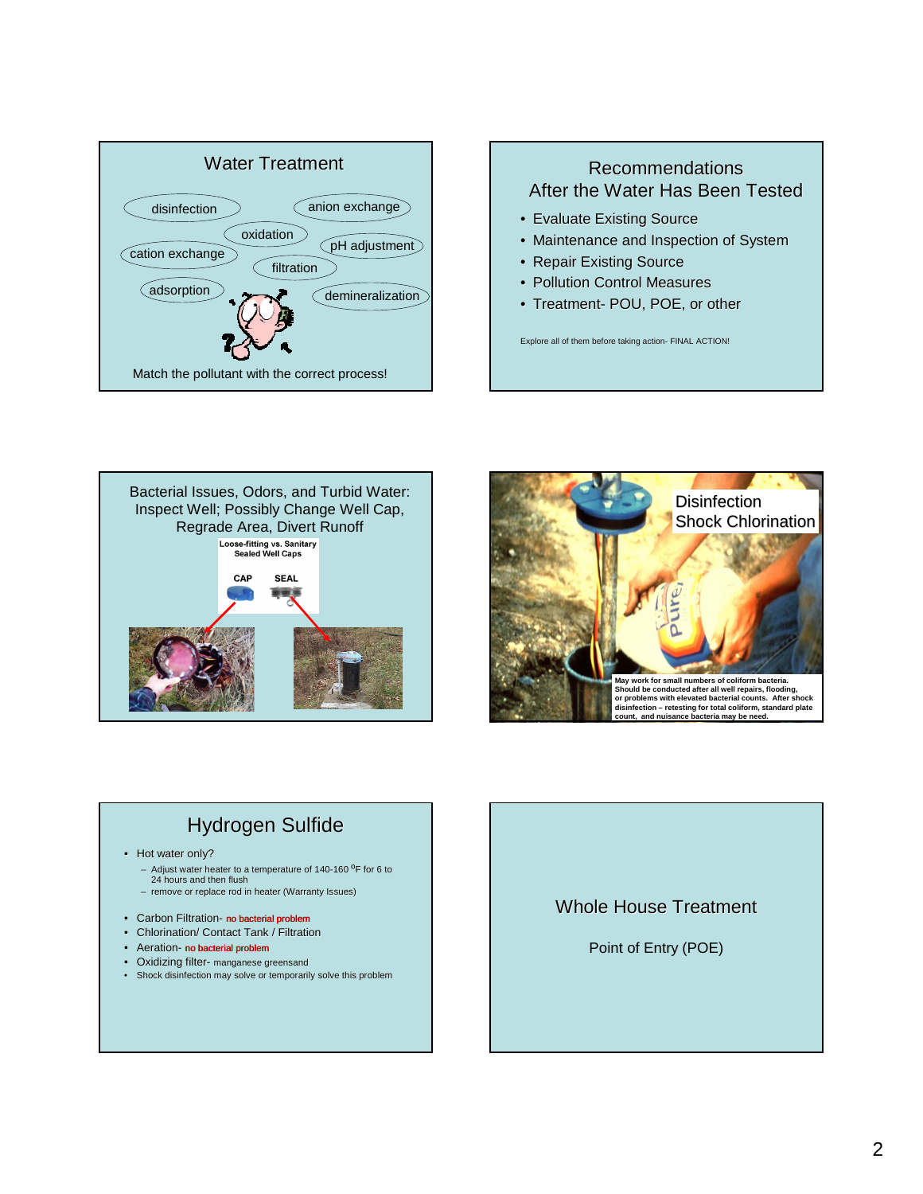## Water Treatment

disinfection

anion exchange

oxidation

cation exchange

pH adjustment

filtration

adsorption

demineralization

Match the pollutant with the correct process!

## Recommendations After the Water Has Been Tested

- Evaluate Existing Source
- Maintenance and Inspection of System
- Repair Existing Source
- Pollution Control Measures
- Treatment- POU, POE, or other

Explore all of them before taking action- FINAL ACTION!

## Bacterial Issues, Odors, and Turbid Water: Inspect Well; Possibly Change Well Cap, Regrade Area, Divert Runoff

**Loose-fitting vs. Sanitary Sealed Well Caps**

**CAP** **SEAL**

## Disinfection Shock Chlorination

**May work for small numbers of coliform bacteria. Should be conducted after all well repairs, flooding, or problems with elevated bacterial counts. After shock disinfection – retesting for total coliform, standard plate count, and nuisance bacteria may be need.**

## Hydrogen Sulfide

- Hot water only?
  - Adjust water heater to a temperature of 140-160 °F for 6 to 24 hours and then flush
  - remove or replace rod in heater (Warranty Issues)
- Carbon Filtration- no bacterial problem
- Chlorination/ Contact Tank / Filtration
- Aeration- no bacterial problem
- Oxidizing filter- manganese greensand
- Shock disinfection may solve or temporarily solve this problem

## Whole House Treatment

Point of Entry (POE)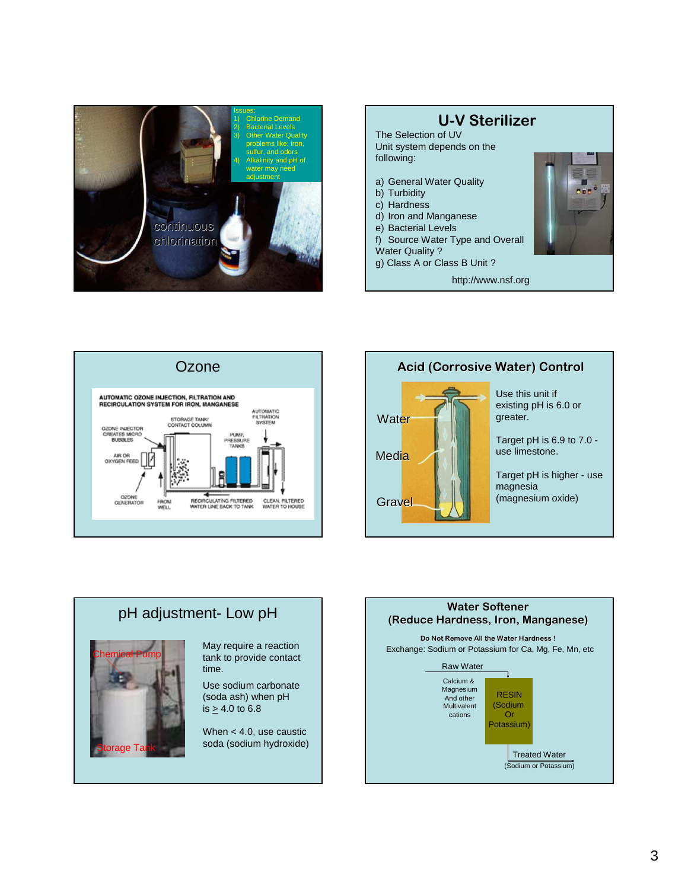Issues:

1) Chlorine Demand
2) Bacterial Levels
3) Other Water Quality problems like: iron, sulfur, and odors
4) Alkalinity and pH of water may need adjustment

continuous chlorination

## U-V Sterilizer

The Selection of UV Unit system depends on the following:

a) General Water Quality
b) Turbidity
c) Hardness
d) Iron and Manganese
e) Bacterial Levels
f) Source Water Type and Overall Water Quality ?
g) Class A or Class B Unit ?

http://www.nsf.org

## Ozone

AUTOMATIC OZONE INJECTION, FILTRATION AND RECIRCULATION SYSTEM FOR IRON, MANGANESE

OZONE INJECTOR CREATES MICRO BUBBLES · AIR OR OXYGEN FEED · OZONE GENERATOR · FROM WELL · STORAGE TANK/ CONTACT COLUMN · PUMP, PRESSURE TANKS · AUTOMATIC FILTRATION SYSTEM · RECIRCULATING FILTERED WATER LINE BACK TO TANK · CLEAN, FILTERED WATER TO HOUSE

## Acid (Corrosive Water) Control

Water · Media · Gravel

Use this unit if existing pH is 6.0 or greater.

Target pH is 6.9 to 7.0 - use limestone.

Target pH is higher - use magnesia (magnesium oxide)

## pH adjustment- Low pH

Chemical Pump · Storage Tank

May require a reaction tank to provide contact time.

Use sodium carbonate (soda ash) when pH is $\geq$ 4.0 to 6.8

When < 4.0, use caustic soda (sodium hydroxide)

## Water Softener (Reduce Hardness, Iron, Manganese)

**Do Not Remove All the Water Hardness !**

Exchange: Sodium or Potassium for Ca, Mg, Fe, Mn, etc

Raw Water → Calcium & Magnesium And other Multivalent cations → RESIN (Sodium Or Potassium) → Treated Water (Sodium or Potassium)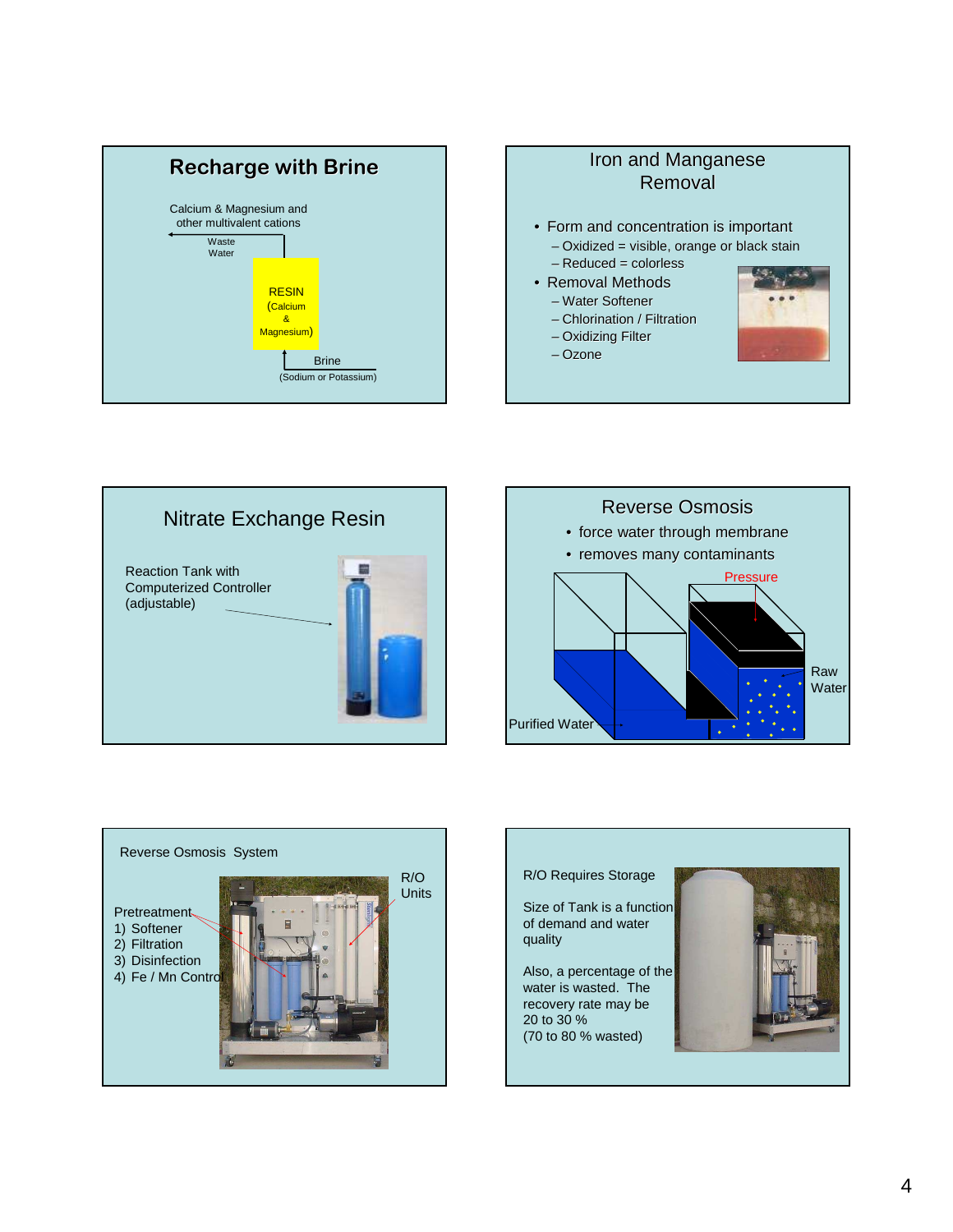## Recharge with Brine

Calcium & Magnesium and other multivalent cations

Waste Water

RESIN (Calcium & Magnesium)

Brine (Sodium or Potassium)

## Iron and Manganese Removal

- Form and concentration is important
  - Oxidized = visible, orange or black stain
  - Reduced = colorless
- Removal Methods
  - Water Softener
  - Chlorination / Filtration
  - Oxidizing Filter
  - Ozone

## Nitrate Exchange Resin

Reaction Tank with Computerized Controller (adjustable)

## Reverse Osmosis

- force water through membrane
- removes many contaminants

Pressure

Raw Water

Purified Water

## Reverse Osmosis System

Pretreatment
1) Softener
2) Filtration
3) Disinfection
4) Fe / Mn Control

R/O Units

## R/O Requires Storage

Size of Tank is a function of demand and water quality

Also, a percentage of the water is wasted. The recovery rate may be 20 to 30 % (70 to 80 % wasted)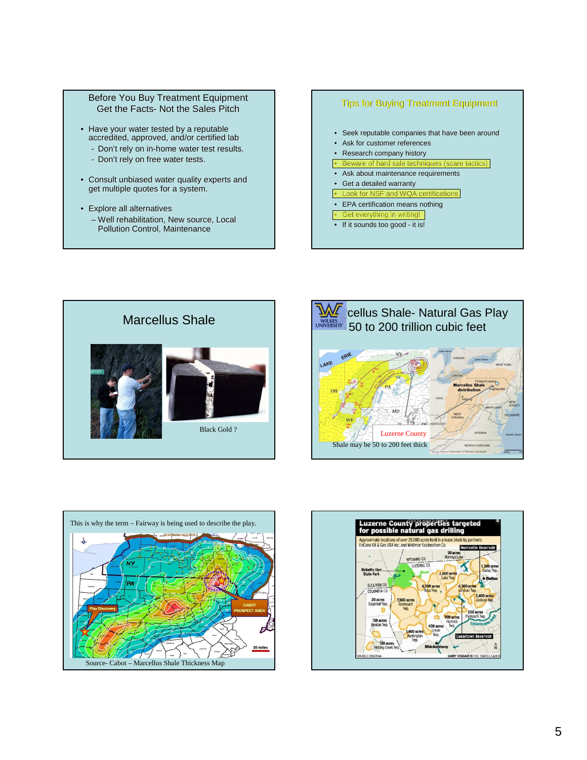## Before You Buy Treatment Equipment Get the Facts- Not the Sales Pitch

- Have your water tested by a reputable accredited, approved, and/or certified lab
  - Don't rely on in-home water test results.
  - Don't rely on free water tests.
- Consult unbiased water quality experts and get multiple quotes for a system.
- Explore all alternatives
  - Well rehabilitation, New source, Local Pollution Control, Maintenance

## Tips for Buying Treatment Equipment

- Seek reputable companies that have been around
- Ask for customer references
- Research company history
- Beware of hard sale techniques (scare tactics)
- Ask about maintenance requirements
- Get a detailed warranty
- Look for NSF and WQA certifications
- EPA certification means nothing
- Get everything in writing!
- If it sounds too good - it is!

## Marcellus Shale

Black Gold ?

## Marcellus Shale- Natural Gas Play 50 to 200 trillion cubic feet

Luzerne County

Shale may be 50 to 200 feet thick

This is why the term – Fairway is being used to describe the play.

Source- Cabot – Marcellus Shale Thickness Map

**Luzerne County properties targeted for possible natural gas drilling**

Approximate locations of over 25,000 acres held in a lease block by partners EnCana Oil & Gas USA Inc. and Whitmar Exploration Co.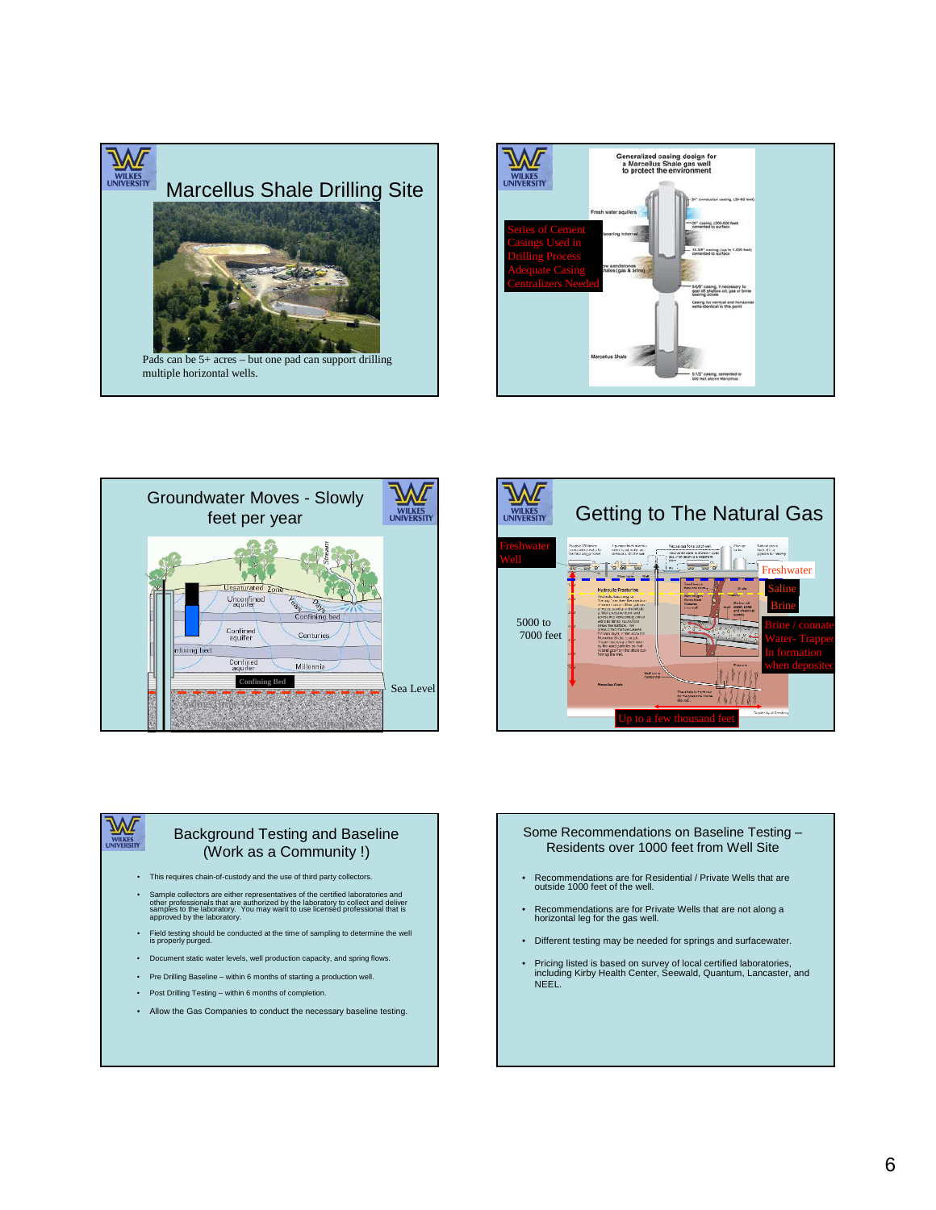## Marcellus Shale Drilling Site

Pads can be 5+ acres – but one pad can support drilling multiple horizontal wells.

## Generalized casing design for a Marcellus Shale gas well to protect the environment

Series of Cement Casings Used in Drilling Process
Adequate Casing Centralizers Needed

## Groundwater Moves - Slowly feet per year

Sea Level

## Getting to The Natural Gas

Freshwater Well

5000 to 7000 feet

Freshwater

Saline

Brine

Brine / connate Water- Trapped In formation when deposited

Up to a few thousand feet

## Background Testing and Baseline (Work as a Community !)

- This requires chain-of-custody and the use of third party collectors.
- Sample collectors are either representatives of the certified laboratories and other professionals that are authorized by the laboratory to collect and deliver samples to the laboratory. You may want to use licensed professional that is approved by the laboratory.
- Field testing should be conducted at the time of sampling to determine the well is properly purged.
- Document static water levels, well production capacity, and spring flows.
- Pre Drilling Baseline – within 6 months of starting a production well.
- Post Drilling Testing – within 6 months of completion.
- Allow the Gas Companies to conduct the necessary baseline testing.

## Some Recommendations on Baseline Testing – Residents over 1000 feet from Well Site

- Recommendations are for Residential / Private Wells that are outside 1000 feet of the well.
- Recommendations are for Private Wells that are not along a horizontal leg for the gas well.
- Different testing may be needed for springs and surfacewater.
- Pricing listed is based on survey of local certified laboratories, including Kirby Health Center, Seewald, Quantum, Lancaster, and NEEL.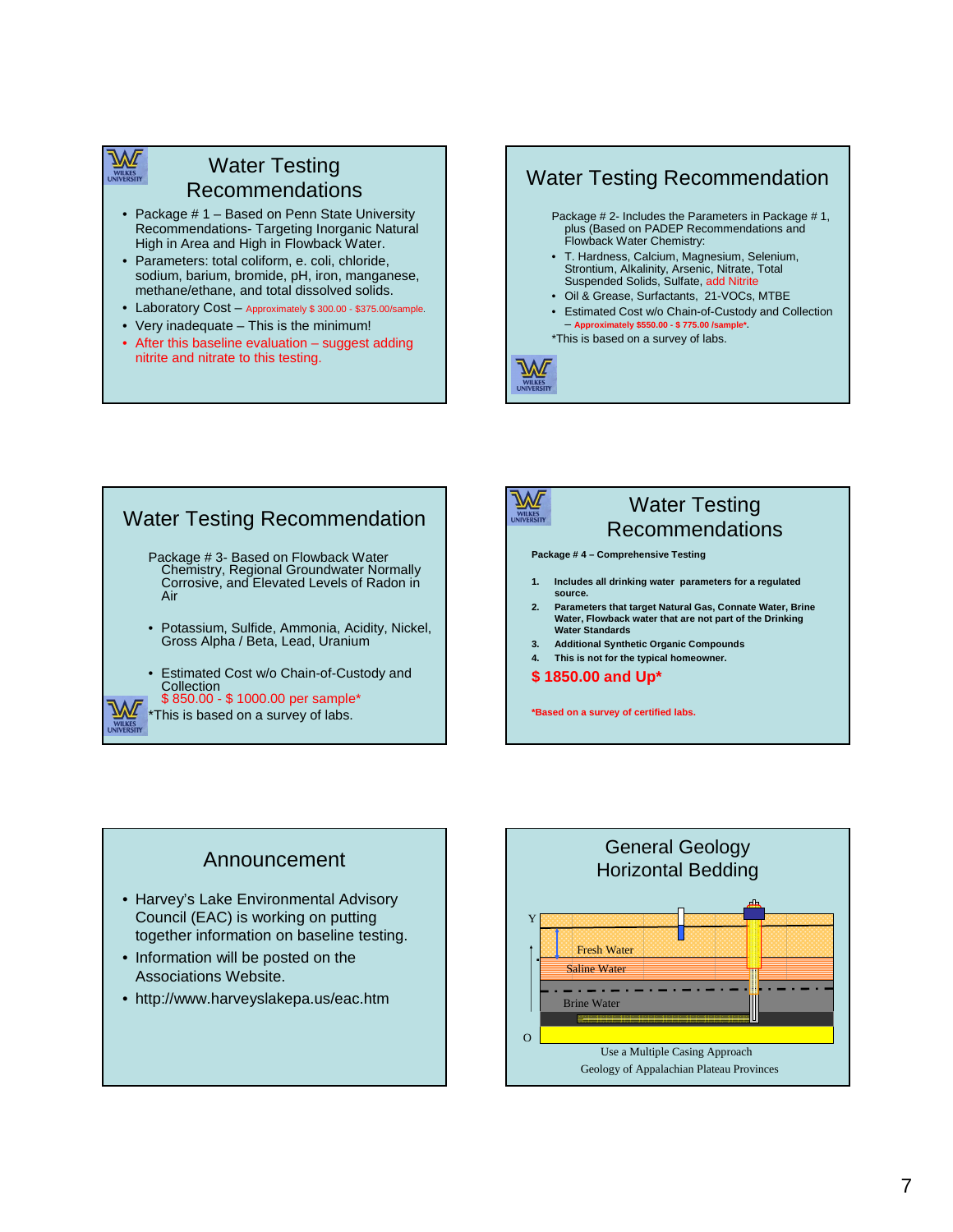## Water Testing Recommendations

- Package # 1 – Based on Penn State University Recommendations- Targeting Inorganic Natural High in Area and High in Flowback Water.
- Parameters: total coliform, e. coli, chloride, sodium, barium, bromide, pH, iron, manganese, methane/ethane, and total dissolved solids.
- Laboratory Cost – Approximately $ 300.00 - $375.00/sample.
- Very inadequate – This is the minimum!
- After this baseline evaluation – suggest adding nitrite and nitrate to this testing.

## Water Testing Recommendation

Package # 2- Includes the Parameters in Package # 1, plus (Based on PADEP Recommendations and Flowback Water Chemistry:

- T. Hardness, Calcium, Magnesium, Selenium, Strontium, Alkalinity, Arsenic, Nitrate, Total Suspended Solids, Sulfate, add Nitrite
- Oil & Grease, Surfactants, 21-VOCs, MTBE
- Estimated Cost w/o Chain-of-Custody and Collection
  - Approximately $550.00 - $ 775.00 /sample*.

*This is based on a survey of labs.

## Water Testing Recommendation

Package # 3- Based on Flowback Water Chemistry, Regional Groundwater Normally Corrosive, and Elevated Levels of Radon in Air

- Potassium, Sulfide, Ammonia, Acidity, Nickel, Gross Alpha / Beta, Lead, Uranium
- Estimated Cost w/o Chain-of-Custody and Collection
  $ 850.00 - $ 1000.00 per sample*

*This is based on a survey of labs.

## Water Testing Recommendations

**Package # 4 – Comprehensive Testing**

1. **Includes all drinking water parameters for a regulated source.**
2. **Parameters that target Natural Gas, Connate Water, Brine Water, Flowback water that are not part of the Drinking Water Standards**
3. **Additional Synthetic Organic Compounds**
4. **This is not for the typical homeowner.**

**$ 1850.00 and Up***

***Based on a survey of certified labs.**

## Announcement

- Harvey's Lake Environmental Advisory Council (EAC) is working on putting together information on baseline testing.
- Information will be posted on the Associations Website.
- http://www.harveyslakepa.us/eac.htm

## General Geology Horizontal Bedding

Y

Fresh Water

Saline Water

Brine Water

O

Use a Multiple Casing Approach

Geology of Appalachian Plateau Provinces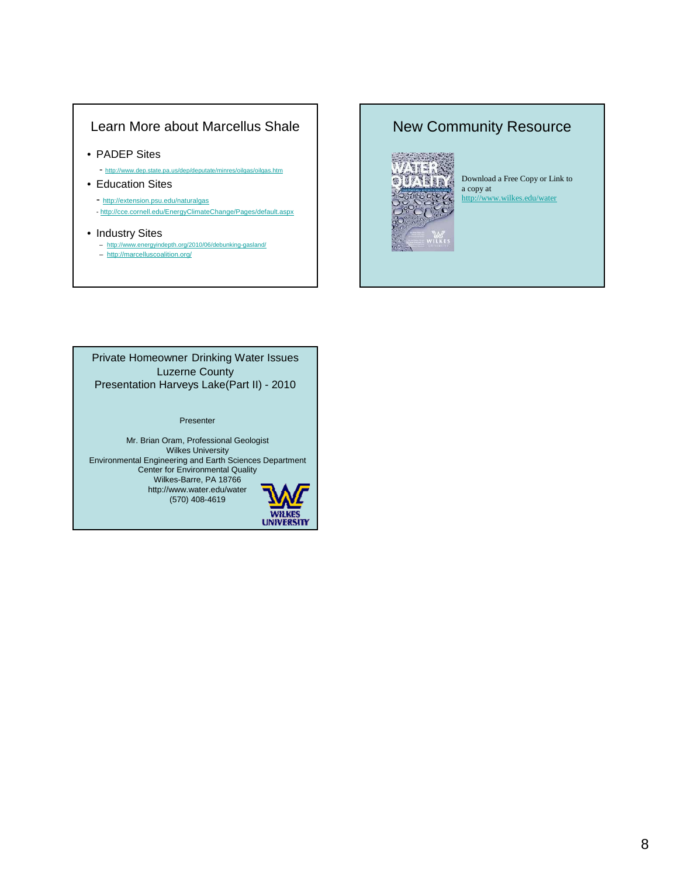## Learn More about Marcellus Shale

- PADEP Sites
  - http://www.dep.state.pa.us/dep/deputate/minres/oilgas/oilgas.htm
- Education Sites
  - http://extension.psu.edu/naturalgas
  - http://cce.cornell.edu/EnergyClimateChange/Pages/default.aspx
- Industry Sites
  - http://www.energyindepth.org/2010/06/debunking-gasland/
  - http://marcelluscoalition.org/

## New Community Resource

WATER QUALITY

Download a Free Copy or Link to a copy at http://www.wilkes.edu/water

## Private Homeowner Drinking Water Issues
## Luzerne County
## Presentation Harveys Lake(Part II) - 2010

Presenter

Mr. Brian Oram, Professional Geologist
Wilkes University
Environmental Engineering and Earth Sciences Department
Center for Environmental Quality
Wilkes-Barre, PA 18766
http://www.water.edu/water
(570) 408-4619

WILKES UNIVERSITY